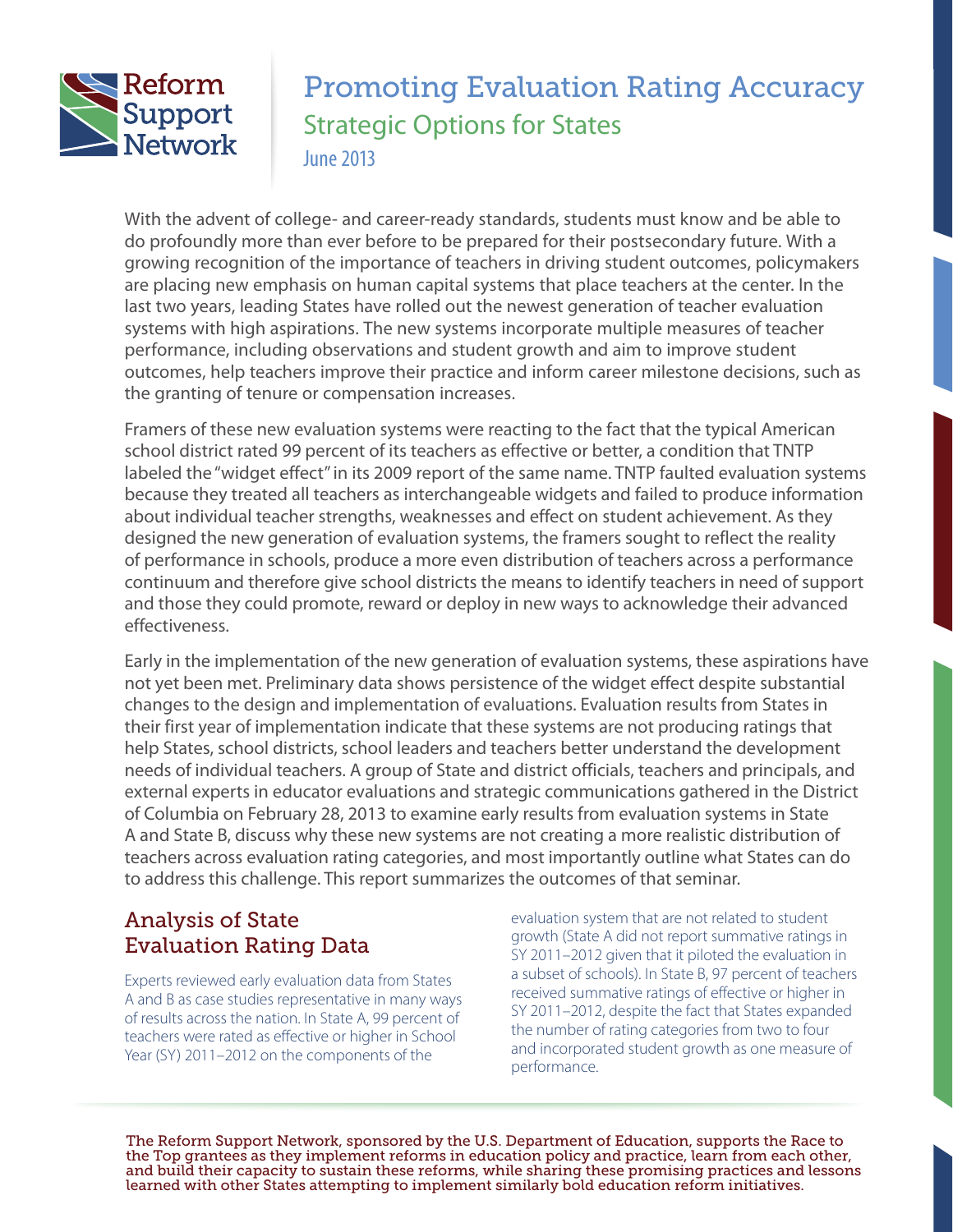Reform Support Network

# Promoting Evaluation Rating Accuracy

## Strategic Options for States

June 2013

With the advent of college- and career-ready standards, students must know and be able to do profoundly more than ever before to be prepared for their postsecondary future. With a growing recognition of the importance of teachers in driving student outcomes, policymakers are placing new emphasis on human capital systems that place teachers at the center. In the last two years, leading States have rolled out the newest generation of teacher evaluation systems with high aspirations. The new systems incorporate multiple measures of teacher performance, including observations and student growth and aim to improve student outcomes, help teachers improve their practice and inform career milestone decisions, such as the granting of tenure or compensation increases.

Framers of these new evaluation systems were reacting to the fact that the typical American school district rated 99 percent of its teachers as effective or better, a condition that TNTP labeled the "widget effect" in its 2009 report of the same name. TNTP faulted evaluation systems because they treated all teachers as interchangeable widgets and failed to produce information about individual teacher strengths, weaknesses and effect on student achievement. As they designed the new generation of evaluation systems, the framers sought to reflect the reality of performance in schools, produce a more even distribution of teachers across a performance continuum and therefore give school districts the means to identify teachers in need of support and those they could promote, reward or deploy in new ways to acknowledge their advanced effectiveness.

Early in the implementation of the new generation of evaluation systems, these aspirations have not yet been met. Preliminary data shows persistence of the widget effect despite substantial changes to the design and implementation of evaluations. Evaluation results from States in their first year of implementation indicate that these systems are not producing ratings that help States, school districts, school leaders and teachers better understand the development needs of individual teachers. A group of State and district officials, teachers and principals, and external experts in educator evaluations and strategic communications gathered in the District of Columbia on February 28, 2013 to examine early results from evaluation systems in State A and State B, discuss why these new systems are not creating a more realistic distribution of teachers across evaluation rating categories, and most importantly outline what States can do to address this challenge. This report summarizes the outcomes of that seminar.

## Analysis of State Evaluation Rating Data

Experts reviewed early evaluation data from States A and B as case studies representative in many ways of results across the nation. In State A, 99 percent of teachers were rated as effective or higher in School Year (SY) 2011–2012 on the components of the evaluation system that are not related to student growth (State A did not report summative ratings in SY 2011–2012 given that it piloted the evaluation in a subset of schools). In State B, 97 percent of teachers received summative ratings of effective or higher in SY 2011–2012, despite the fact that States expanded the number of rating categories from two to four and incorporated student growth as one measure of performance.

The Reform Support Network, sponsored by the U.S. Department of Education, supports the Race to the Top grantees as they implement reforms in education policy and practice, learn from each other, and build their capacity to sustain these reforms, while sharing these promising practices and lessons learned with other States attempting to implement similarly bold education reform initiatives.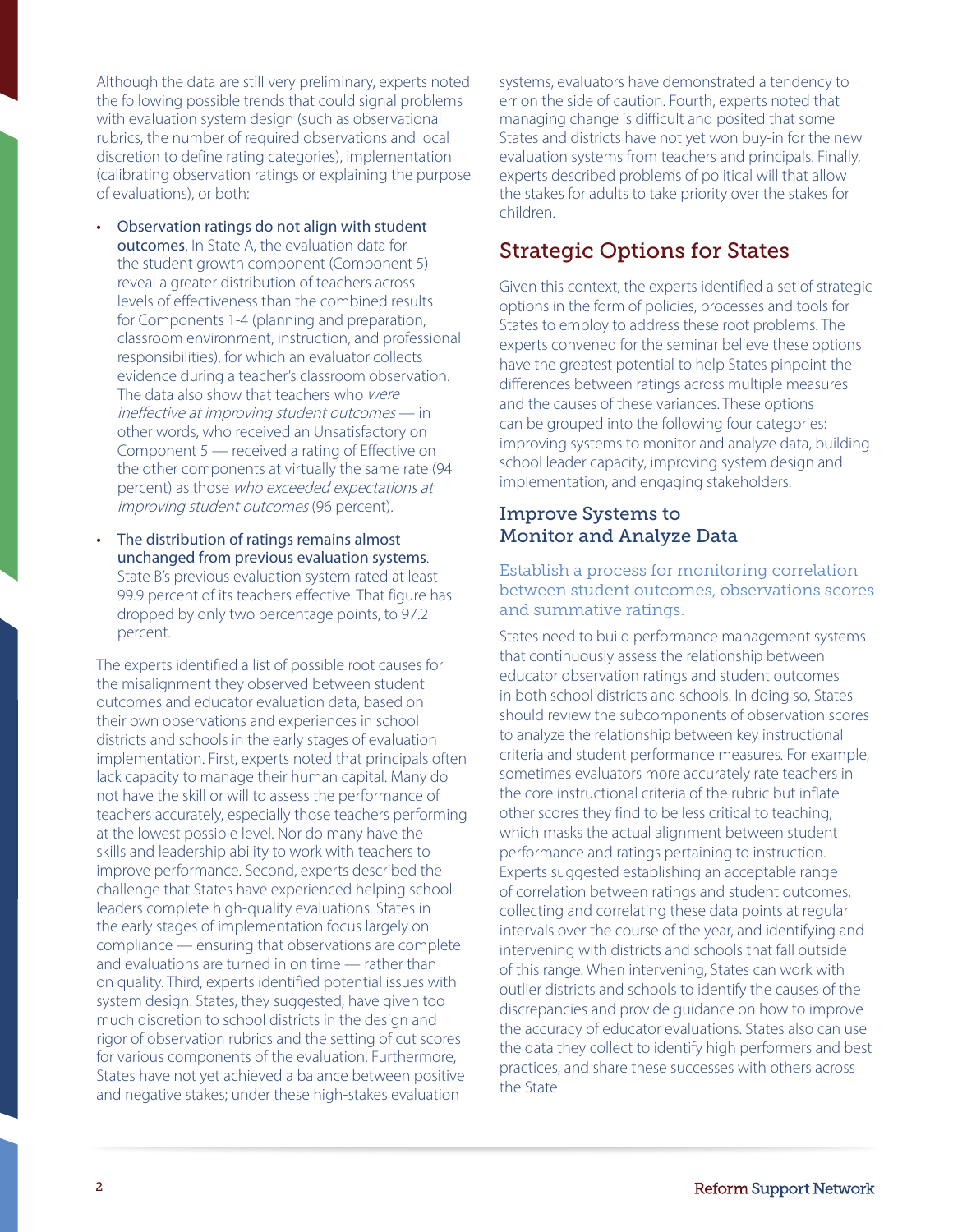Although the data are still very preliminary, experts noted the following possible trends that could signal problems with evaluation system design (such as observational rubrics, the number of required observations and local discretion to define rating categories), implementation (calibrating observation ratings or explaining the purpose of evaluations), or both:

- **Observation ratings do not align with student outcomes**. In State A, the evaluation data for the student growth component (Component 5) reveal a greater distribution of teachers across levels of effectiveness than the combined results for Components 1-4 (planning and preparation, classroom environment, instruction, and professional responsibilities), for which an evaluator collects evidence during a teacher's classroom observation. The data also show that teachers who *were ineffective at improving student outcomes* — in other words, who received an Unsatisfactory on Component 5 — received a rating of Effective on the other components at virtually the same rate (94 percent) as those *who exceeded expectations at improving student outcomes* (96 percent).
- **The distribution of ratings remains almost unchanged from previous evaluation systems**. State B's previous evaluation system rated at least 99.9 percent of its teachers effective. That figure has dropped by only two percentage points, to 97.2 percent.

The experts identified a list of possible root causes for the misalignment they observed between student outcomes and educator evaluation data, based on their own observations and experiences in school districts and schools in the early stages of evaluation implementation. First, experts noted that principals often lack capacity to manage their human capital. Many do not have the skill or will to assess the performance of teachers accurately, especially those teachers performing at the lowest possible level. Nor do many have the skills and leadership ability to work with teachers to improve performance. Second, experts described the challenge that States have experienced helping school leaders complete high-quality evaluations. States in the early stages of implementation focus largely on compliance — ensuring that observations are complete and evaluations are turned in on time — rather than on quality. Third, experts identified potential issues with system design. States, they suggested, have given too much discretion to school districts in the design and rigor of observation rubrics and the setting of cut scores for various components of the evaluation. Furthermore, States have not yet achieved a balance between positive and negative stakes; under these high-stakes evaluation systems, evaluators have demonstrated a tendency to err on the side of caution. Fourth, experts noted that managing change is difficult and posited that some States and districts have not yet won buy-in for the new evaluation systems from teachers and principals. Finally, experts described problems of political will that allow the stakes for adults to take priority over the stakes for children.

## Strategic Options for States

Given this context, the experts identified a set of strategic options in the form of policies, processes and tools for States to employ to address these root problems. The experts convened for the seminar believe these options have the greatest potential to help States pinpoint the differences between ratings across multiple measures and the causes of these variances. These options can be grouped into the following four categories: improving systems to monitor and analyze data, building school leader capacity, improving system design and implementation, and engaging stakeholders.

### Improve Systems to Monitor and Analyze Data

#### Establish a process for monitoring correlation between student outcomes, observations scores and summative ratings.

States need to build performance management systems that continuously assess the relationship between educator observation ratings and student outcomes in both school districts and schools. In doing so, States should review the subcomponents of observation scores to analyze the relationship between key instructional criteria and student performance measures. For example, sometimes evaluators more accurately rate teachers in the core instructional criteria of the rubric but inflate other scores they find to be less critical to teaching, which masks the actual alignment between student performance and ratings pertaining to instruction. Experts suggested establishing an acceptable range of correlation between ratings and student outcomes, collecting and correlating these data points at regular intervals over the course of the year, and identifying and intervening with districts and schools that fall outside of this range. When intervening, States can work with outlier districts and schools to identify the causes of the discrepancies and provide guidance on how to improve the accuracy of educator evaluations. States also can use the data they collect to identify high performers and best practices, and share these successes with others across the State.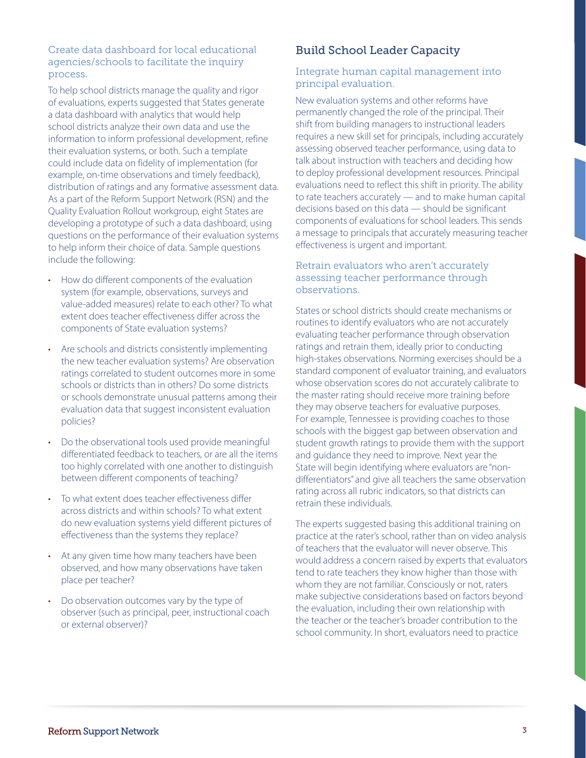### Create data dashboard for local educational agencies/schools to facilitate the inquiry process.

To help school districts manage the quality and rigor of evaluations, experts suggested that States generate a data dashboard with analytics that would help school districts analyze their own data and use the information to inform professional development, refine their evaluation systems, or both. Such a template could include data on fidelity of implementation (for example, on-time observations and timely feedback), distribution of ratings and any formative assessment data. As a part of the Reform Support Network (RSN) and the Quality Evaluation Rollout workgroup, eight States are developing a prototype of such a data dashboard, using questions on the performance of their evaluation systems to help inform their choice of data. Sample questions include the following:

- How do different components of the evaluation system (for example, observations, surveys and value-added measures) relate to each other? To what extent does teacher effectiveness differ across the components of State evaluation systems?
- Are schools and districts consistently implementing the new teacher evaluation systems? Are observation ratings correlated to student outcomes more in some schools or districts than in others? Do some districts or schools demonstrate unusual patterns among their evaluation data that suggest inconsistent evaluation policies?
- Do the observational tools used provide meaningful differentiated feedback to teachers, or are all the items too highly correlated with one another to distinguish between different components of teaching?
- To what extent does teacher effectiveness differ across districts and within schools? To what extent do new evaluation systems yield different pictures of effectiveness than the systems they replace?
- At any given time how many teachers have been observed, and how many observations have taken place per teacher?
- Do observation outcomes vary by the type of observer (such as principal, peer, instructional coach or external observer)?

## Build School Leader Capacity

### Integrate human capital management into principal evaluation.

New evaluation systems and other reforms have permanently changed the role of the principal. Their shift from building managers to instructional leaders requires a new skill set for principals, including accurately assessing observed teacher performance, using data to talk about instruction with teachers and deciding how to deploy professional development resources. Principal evaluations need to reflect this shift in priority. The ability to rate teachers accurately — and to make human capital decisions based on this data — should be significant components of evaluations for school leaders. This sends a message to principals that accurately measuring teacher effectiveness is urgent and important.

### Retrain evaluators who aren't accurately assessing teacher performance through observations.

States or school districts should create mechanisms or routines to identify evaluators who are not accurately evaluating teacher performance through observation ratings and retrain them, ideally prior to conducting high-stakes observations. Norming exercises should be a standard component of evaluator training, and evaluators whose observation scores do not accurately calibrate to the master rating should receive more training before they may observe teachers for evaluative purposes. For example, Tennessee is providing coaches to those schools with the biggest gap between observation and student growth ratings to provide them with the support and guidance they need to improve. Next year the State will begin identifying where evaluators are "non-differentiators" and give all teachers the same observation rating across all rubric indicators, so that districts can retrain these individuals.

The experts suggested basing this additional training on practice at the rater's school, rather than on video analysis of teachers that the evaluator will never observe. This would address a concern raised by experts that evaluators tend to rate teachers they know higher than those with whom they are not familiar. Consciously or not, raters make subjective considerations based on factors beyond the evaluation, including their own relationship with the teacher or the teacher's broader contribution to the school community. In short, evaluators need to practice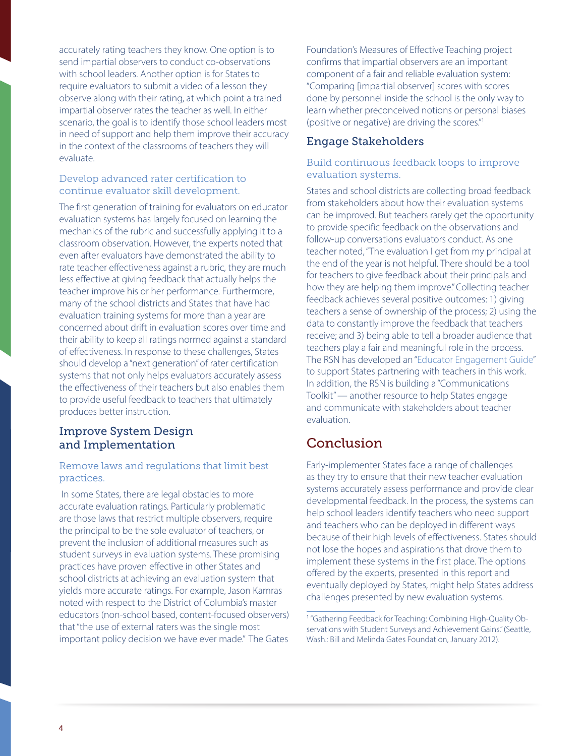accurately rating teachers they know. One option is to send impartial observers to conduct co-observations with school leaders. Another option is for States to require evaluators to submit a video of a lesson they observe along with their rating, at which point a trained impartial observer rates the teacher as well. In either scenario, the goal is to identify those school leaders most in need of support and help them improve their accuracy in the context of the classrooms of teachers they will evaluate.

### Develop advanced rater certification to continue evaluator skill development.

The first generation of training for evaluators on educator evaluation systems has largely focused on learning the mechanics of the rubric and successfully applying it to a classroom observation. However, the experts noted that even after evaluators have demonstrated the ability to rate teacher effectiveness against a rubric, they are much less effective at giving feedback that actually helps the teacher improve his or her performance. Furthermore, many of the school districts and States that have had evaluation training systems for more than a year are concerned about drift in evaluation scores over time and their ability to keep all ratings normed against a standard of effectiveness. In response to these challenges, States should develop a "next generation" of rater certification systems that not only helps evaluators accurately assess the effectiveness of their teachers but also enables them to provide useful feedback to teachers that ultimately produces better instruction.

## Improve System Design and Implementation

### Remove laws and regulations that limit best practices.

In some States, there are legal obstacles to more accurate evaluation ratings. Particularly problematic are those laws that restrict multiple observers, require the principal to be the sole evaluator of teachers, or prevent the inclusion of additional measures such as student surveys in evaluation systems. These promising practices have proven effective in other States and school districts at achieving an evaluation system that yields more accurate ratings. For example, Jason Kamras noted with respect to the District of Columbia's master educators (non-school based, content-focused observers) that "the use of external raters was the single most important policy decision we have ever made." The Gates Foundation's Measures of Effective Teaching project confirms that impartial observers are an important component of a fair and reliable evaluation system: "Comparing [impartial observer] scores with scores done by personnel inside the school is the only way to learn whether preconceived notions or personal biases (positive or negative) are driving the scores."[1]

## Engage Stakeholders

### Build continuous feedback loops to improve evaluation systems.

States and school districts are collecting broad feedback from stakeholders about how their evaluation systems can be improved. But teachers rarely get the opportunity to provide specific feedback on the observations and follow-up conversations evaluators conduct. As one teacher noted, "The evaluation I get from my principal at the end of the year is not helpful. There should be a tool for teachers to give feedback about their principals and how they are helping them improve." Collecting teacher feedback achieves several positive outcomes: 1) giving teachers a sense of ownership of the process; 2) using the data to constantly improve the feedback that teachers receive; and 3) being able to tell a broader audience that teachers play a fair and meaningful role in the process. The RSN has developed an "Educator Engagement Guide" to support States partnering with teachers in this work. In addition, the RSN is building a "Communications Toolkit" — another resource to help States engage and communicate with stakeholders about teacher evaluation.

# Conclusion

Early-implementer States face a range of challenges as they try to ensure that their new teacher evaluation systems accurately assess performance and provide clear developmental feedback. In the process, the systems can help school leaders identify teachers who need support and teachers who can be deployed in different ways because of their high levels of effectiveness. States should not lose the hopes and aspirations that drove them to implement these systems in the first place. The options offered by the experts, presented in this report and eventually deployed by States, might help States address challenges presented by new evaluation systems.

---

[1] "Gathering Feedback for Teaching: Combining High-Quality Observations with Student Surveys and Achievement Gains." (Seattle, Wash.: Bill and Melinda Gates Foundation, January 2012).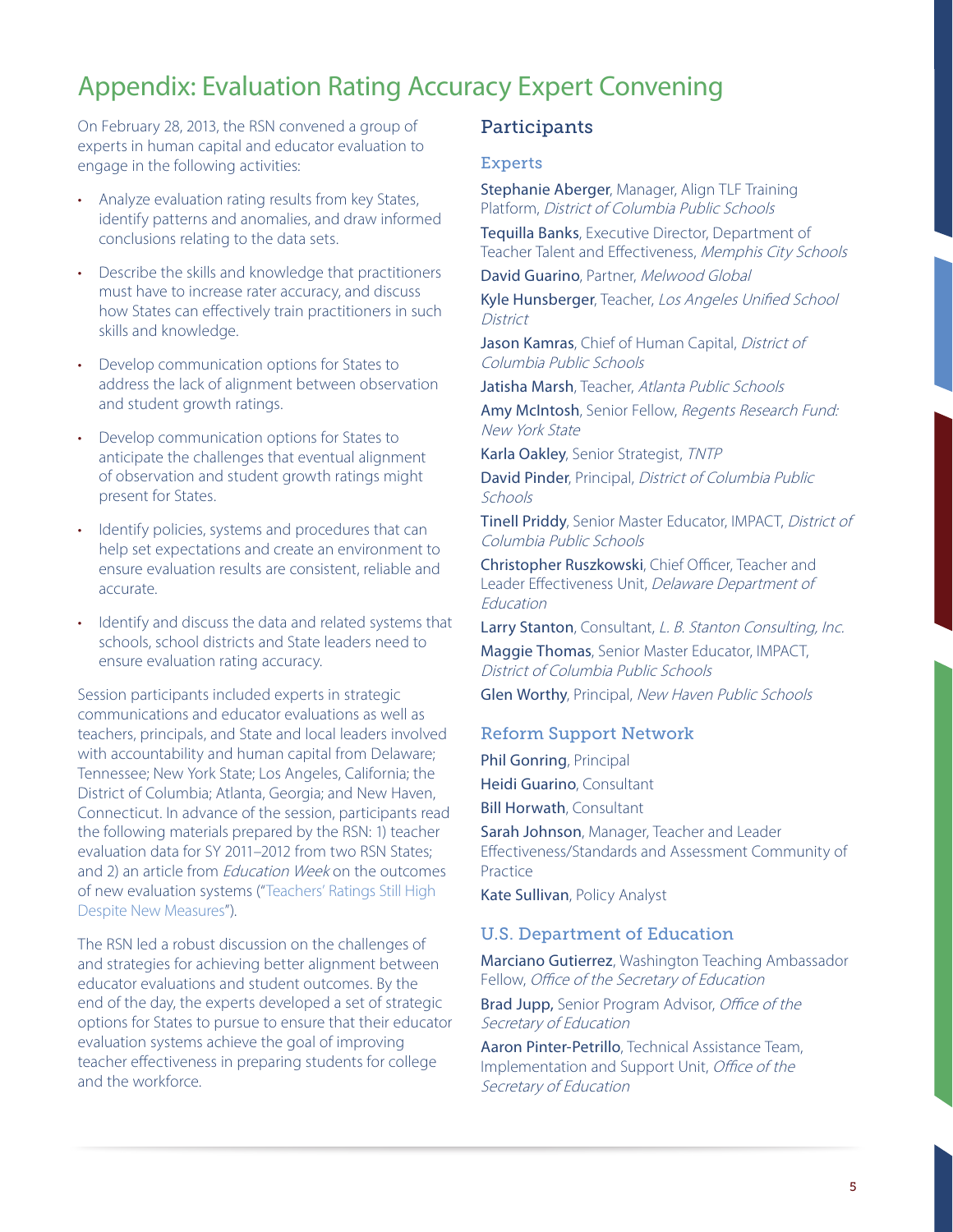# Appendix: Evaluation Rating Accuracy Expert Convening

On February 28, 2013, the RSN convened a group of experts in human capital and educator evaluation to engage in the following activities:

- Analyze evaluation rating results from key States, identify patterns and anomalies, and draw informed conclusions relating to the data sets.
- Describe the skills and knowledge that practitioners must have to increase rater accuracy, and discuss how States can effectively train practitioners in such skills and knowledge.
- Develop communication options for States to address the lack of alignment between observation and student growth ratings.
- Develop communication options for States to anticipate the challenges that eventual alignment of observation and student growth ratings might present for States.
- Identify policies, systems and procedures that can help set expectations and create an environment to ensure evaluation results are consistent, reliable and accurate.
- Identify and discuss the data and related systems that schools, school districts and State leaders need to ensure evaluation rating accuracy.

Session participants included experts in strategic communications and educator evaluations as well as teachers, principals, and State and local leaders involved with accountability and human capital from Delaware; Tennessee; New York State; Los Angeles, California; the District of Columbia; Atlanta, Georgia; and New Haven, Connecticut. In advance of the session, participants read the following materials prepared by the RSN: 1) teacher evaluation data for SY 2011–2012 from two RSN States; and 2) an article from *Education Week* on the outcomes of new evaluation systems ("Teachers' Ratings Still High Despite New Measures").

The RSN led a robust discussion on the challenges of and strategies for achieving better alignment between educator evaluations and student outcomes. By the end of the day, the experts developed a set of strategic options for States to pursue to ensure that their educator evaluation systems achieve the goal of improving teacher effectiveness in preparing students for college and the workforce.

## Participants

### Experts

**Stephanie Aberger**, Manager, Align TLF Training Platform, *District of Columbia Public Schools*

**Tequilla Banks**, Executive Director, Department of Teacher Talent and Effectiveness, *Memphis City Schools*

**David Guarino**, Partner, *Melwood Global*

**Kyle Hunsberger**, Teacher, *Los Angeles Unified School District*

**Jason Kamras**, Chief of Human Capital, *District of Columbia Public Schools*

**Jatisha Marsh**, Teacher, *Atlanta Public Schools*

**Amy McIntosh**, Senior Fellow, *Regents Research Fund: New York State*

**Karla Oakley**, Senior Strategist, *TNTP*

**David Pinder**, Principal, *District of Columbia Public Schools*

**Tinell Priddy**, Senior Master Educator, IMPACT, *District of Columbia Public Schools*

**Christopher Ruszkowski**, Chief Officer, Teacher and Leader Effectiveness Unit, *Delaware Department of Education*

**Larry Stanton**, Consultant, *L. B. Stanton Consulting, Inc.*

**Maggie Thomas**, Senior Master Educator, IMPACT, *District of Columbia Public Schools*

**Glen Worthy**, Principal, *New Haven Public Schools*

### Reform Support Network

**Phil Gonring**, Principal

**Heidi Guarino**, Consultant

**Bill Horwath**, Consultant

**Sarah Johnson**, Manager, Teacher and Leader Effectiveness/Standards and Assessment Community of Practice

**Kate Sullivan**, Policy Analyst

### U.S. Department of Education

**Marciano Gutierrez**, Washington Teaching Ambassador Fellow, *Office of the Secretary of Education*

**Brad Jupp,** Senior Program Advisor, *Office of the Secretary of Education*

**Aaron Pinter-Petrillo**, Technical Assistance Team, Implementation and Support Unit, *Office of the Secretary of Education*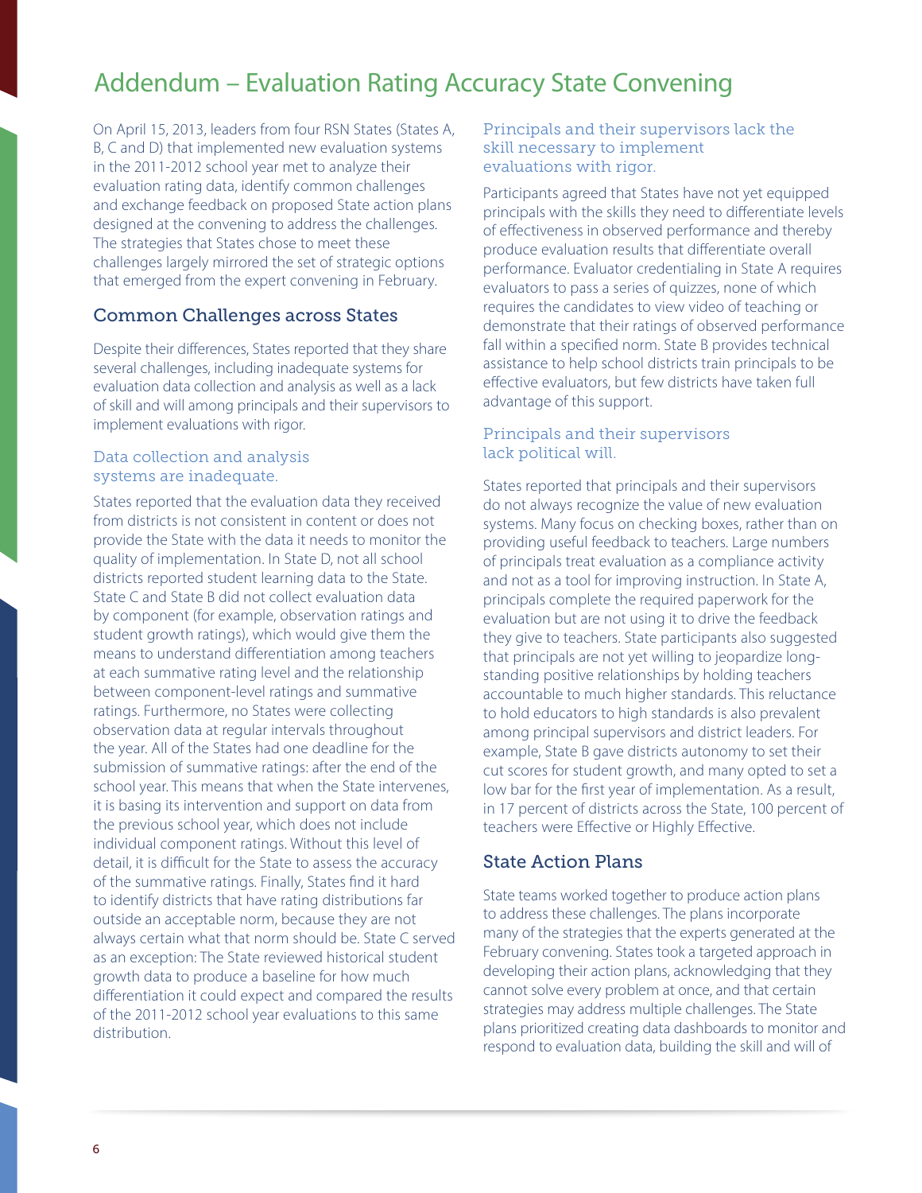# Addendum – Evaluation Rating Accuracy State Convening

On April 15, 2013, leaders from four RSN States (States A, B, C and D) that implemented new evaluation systems in the 2011-2012 school year met to analyze their evaluation rating data, identify common challenges and exchange feedback on proposed State action plans designed at the convening to address the challenges. The strategies that States chose to meet these challenges largely mirrored the set of strategic options that emerged from the expert convening in February.

## Common Challenges across States

Despite their differences, States reported that they share several challenges, including inadequate systems for evaluation data collection and analysis as well as a lack of skill and will among principals and their supervisors to implement evaluations with rigor.

### Data collection and analysis systems are inadequate.

States reported that the evaluation data they received from districts is not consistent in content or does not provide the State with the data it needs to monitor the quality of implementation. In State D, not all school districts reported student learning data to the State. State C and State B did not collect evaluation data by component (for example, observation ratings and student growth ratings), which would give them the means to understand differentiation among teachers at each summative rating level and the relationship between component-level ratings and summative ratings. Furthermore, no States were collecting observation data at regular intervals throughout the year. All of the States had one deadline for the submission of summative ratings: after the end of the school year. This means that when the State intervenes, it is basing its intervention and support on data from the previous school year, which does not include individual component ratings. Without this level of detail, it is difficult for the State to assess the accuracy of the summative ratings. Finally, States find it hard to identify districts that have rating distributions far outside an acceptable norm, because they are not always certain what that norm should be. State C served as an exception: The State reviewed historical student growth data to produce a baseline for how much differentiation it could expect and compared the results of the 2011-2012 school year evaluations to this same distribution.

### Principals and their supervisors lack the skill necessary to implement evaluations with rigor.

Participants agreed that States have not yet equipped principals with the skills they need to differentiate levels of effectiveness in observed performance and thereby produce evaluation results that differentiate overall performance. Evaluator credentialing in State A requires evaluators to pass a series of quizzes, none of which requires the candidates to view video of teaching or demonstrate that their ratings of observed performance fall within a specified norm. State B provides technical assistance to help school districts train principals to be effective evaluators, but few districts have taken full advantage of this support.

### Principals and their supervisors lack political will.

States reported that principals and their supervisors do not always recognize the value of new evaluation systems. Many focus on checking boxes, rather than on providing useful feedback to teachers. Large numbers of principals treat evaluation as a compliance activity and not as a tool for improving instruction. In State A, principals complete the required paperwork for the evaluation but are not using it to drive the feedback they give to teachers. State participants also suggested that principals are not yet willing to jeopardize long-standing positive relationships by holding teachers accountable to much higher standards. This reluctance to hold educators to high standards is also prevalent among principal supervisors and district leaders. For example, State B gave districts autonomy to set their cut scores for student growth, and many opted to set a low bar for the first year of implementation. As a result, in 17 percent of districts across the State, 100 percent of teachers were Effective or Highly Effective.

## State Action Plans

State teams worked together to produce action plans to address these challenges. The plans incorporate many of the strategies that the experts generated at the February convening. States took a targeted approach in developing their action plans, acknowledging that they cannot solve every problem at once, and that certain strategies may address multiple challenges. The State plans prioritized creating data dashboards to monitor and respond to evaluation data, building the skill and will of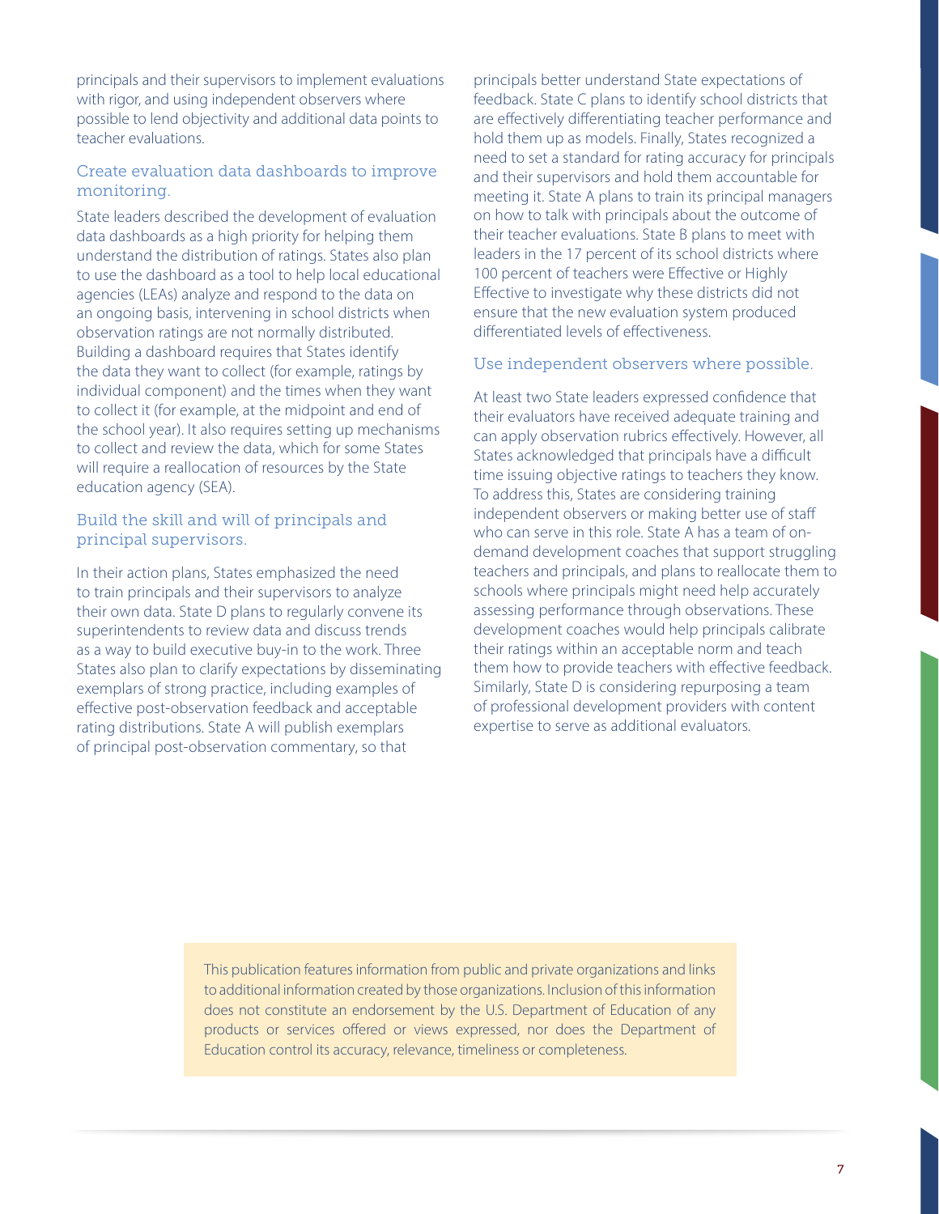principals and their supervisors to implement evaluations with rigor, and using independent observers where possible to lend objectivity and additional data points to teacher evaluations.

### Create evaluation data dashboards to improve monitoring.

State leaders described the development of evaluation data dashboards as a high priority for helping them understand the distribution of ratings. States also plan to use the dashboard as a tool to help local educational agencies (LEAs) analyze and respond to the data on an ongoing basis, intervening in school districts when observation ratings are not normally distributed. Building a dashboard requires that States identify the data they want to collect (for example, ratings by individual component) and the times when they want to collect it (for example, at the midpoint and end of the school year). It also requires setting up mechanisms to collect and review the data, which for some States will require a reallocation of resources by the State education agency (SEA).

### Build the skill and will of principals and principal supervisors.

In their action plans, States emphasized the need to train principals and their supervisors to analyze their own data. State D plans to regularly convene its superintendents to review data and discuss trends as a way to build executive buy-in to the work. Three States also plan to clarify expectations by disseminating exemplars of strong practice, including examples of effective post-observation feedback and acceptable rating distributions. State A will publish exemplars of principal post-observation commentary, so that principals better understand State expectations of feedback. State C plans to identify school districts that are effectively differentiating teacher performance and hold them up as models. Finally, States recognized a need to set a standard for rating accuracy for principals and their supervisors and hold them accountable for meeting it. State A plans to train its principal managers on how to talk with principals about the outcome of their teacher evaluations. State B plans to meet with leaders in the 17 percent of its school districts where 100 percent of teachers were Effective or Highly Effective to investigate why these districts did not ensure that the new evaluation system produced differentiated levels of effectiveness.

### Use independent observers where possible.

At least two State leaders expressed confidence that their evaluators have received adequate training and can apply observation rubrics effectively. However, all States acknowledged that principals have a difficult time issuing objective ratings to teachers they know. To address this, States are considering training independent observers or making better use of staff who can serve in this role. State A has a team of on-demand development coaches that support struggling teachers and principals, and plans to reallocate them to schools where principals might need help accurately assessing performance through observations. These development coaches would help principals calibrate their ratings within an acceptable norm and teach them how to provide teachers with effective feedback. Similarly, State D is considering repurposing a team of professional development providers with content expertise to serve as additional evaluators.

This publication features information from public and private organizations and links to additional information created by those organizations. Inclusion of this information does not constitute an endorsement by the U.S. Department of Education of any products or services offered or views expressed, nor does the Department of Education control its accuracy, relevance, timeliness or completeness.